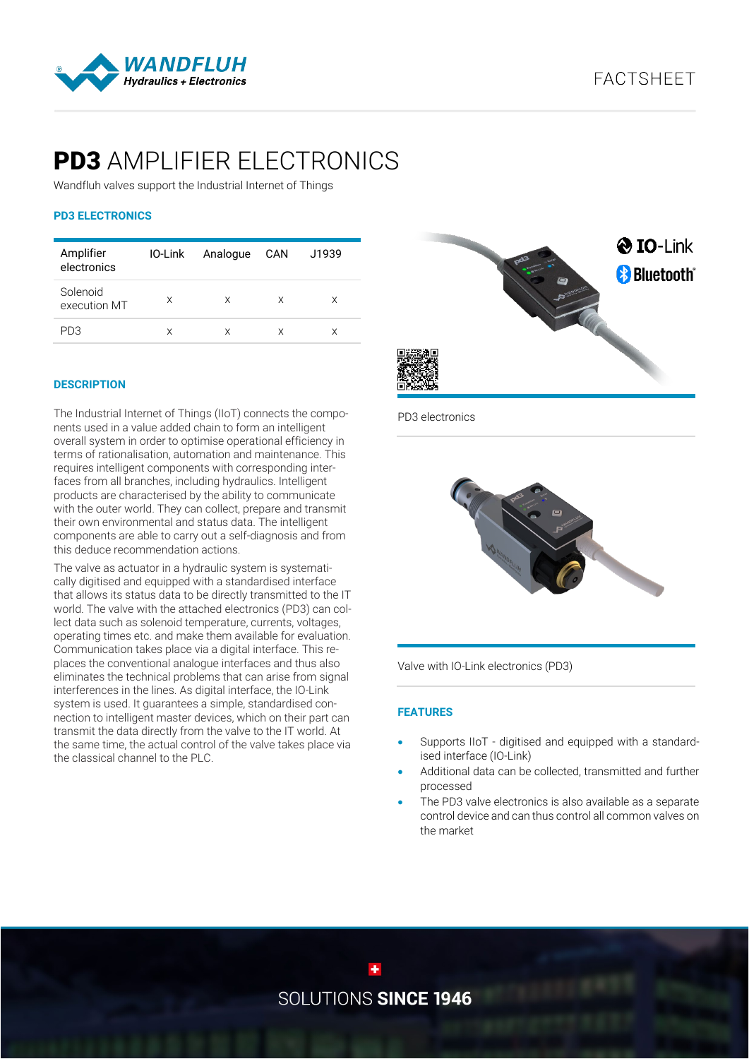FACTSHEET

# PD3 AMPLIFIER ELECTRONICS

Wandfluh valves support the Industrial Internet of Things

### PD3 ELECTRONICS

| Amplifier electronics | IO-Link | Analogue | CAN | J1939 |
|---|---|---|---|---|
| Solenoid execution MT | x | x | x | x |
| PD3 | x | x | x | x |

### DESCRIPTION

The Industrial Internet of Things (IIoT) connects the components used in a value added chain to form an intelligent overall system in order to optimise operational efficiency in terms of rationalisation, automation and maintenance. This requires intelligent components with corresponding interfaces from all branches, including hydraulics. Intelligent products are characterised by the ability to communicate with the outer world. They can collect, prepare and transmit their own environmental and status data. The intelligent components are able to carry out a self-diagnosis and from this deduce recommendation actions.

The valve as actuator in a hydraulic system is systematically digitised and equipped with a standardised interface that allows its status data to be directly transmitted to the IT world. The valve with the attached electronics (PD3) can collect data such as solenoid temperature, currents, voltages, operating times etc. and make them available for evaluation. Communication takes place via a digital interface. This replaces the conventional analogue interfaces and thus also eliminates the technical problems that can arise from signal interferences in the lines. As digital interface, the IO-Link system is used. It guarantees a simple, standardised connection to intelligent master devices, which on their part can transmit the data directly from the valve to the IT world. At the same time, the actual control of the valve takes place via the classical channel to the PLC.

IO-Link

Bluetooth

PD3 electronics

Valve with IO-Link electronics (PD3)

### FEATURES

- Supports IIoT - digitised and equipped with a standardised interface (IO-Link)
- Additional data can be collected, transmitted and further processed
- The PD3 valve electronics is also available as a separate control device and can thus control all common valves on the market

SOLUTIONS **SINCE 1946**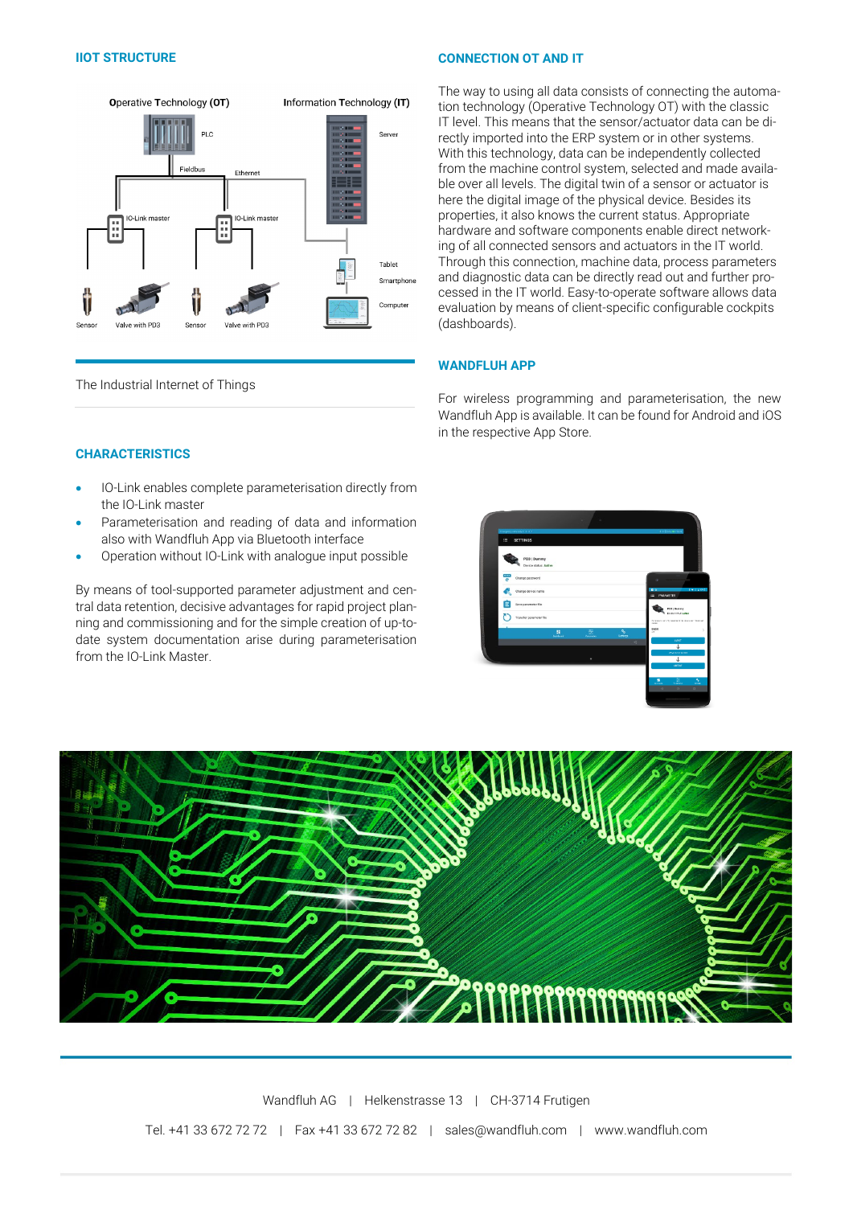## IIOT STRUCTURE

Operative Technology (OT)

Information Technology (IT)

PLC

Server

Fieldbus

Ethernet

IO-Link master

IO-Link master

Tablet

Smartphone

Computer

Sensor

Valve with PD3

Sensor

Valve with PD3

The Industrial Internet of Things

## CHARACTERISTICS

- IO-Link enables complete parameterisation directly from the IO-Link master
- Parameterisation and reading of data and information also with Wandfluh App via Bluetooth interface
- Operation without IO-Link with analogue input possible

By means of tool-supported parameter adjustment and central data retention, decisive advantages for rapid project planning and commissioning and for the simple creation of up-to-date system documentation arise during parameterisation from the IO-Link Master.

## CONNECTION OT AND IT

The way to using all data consists of connecting the automation technology (Operative Technology OT) with the classic IT level. This means that the sensor/actuator data can be directly imported into the ERP system or in other systems. With this technology, data can be independently collected from the machine control system, selected and made available over all levels. The digital twin of a sensor or actuator is here the digital image of the physical device. Besides its properties, it also knows the current status. Appropriate hardware and software components enable direct networking of all connected sensors and actuators in the IT world. Through this connection, machine data, process parameters and diagnostic data can be directly read out and further processed in the IT world. Easy-to-operate software allows data evaluation by means of client-specific configurable cockpits (dashboards).

## WANDFLUH APP

For wireless programming and parameterisation, the new Wandfluh App is available. It can be found for Android and iOS in the respective App Store.

Wandfluh AG | Helkenstrasse 13 | CH-3714 Frutigen

Tel. +41 33 672 72 72 | Fax +41 33 672 72 82 | sales@wandfluh.com | www.wandfluh.com